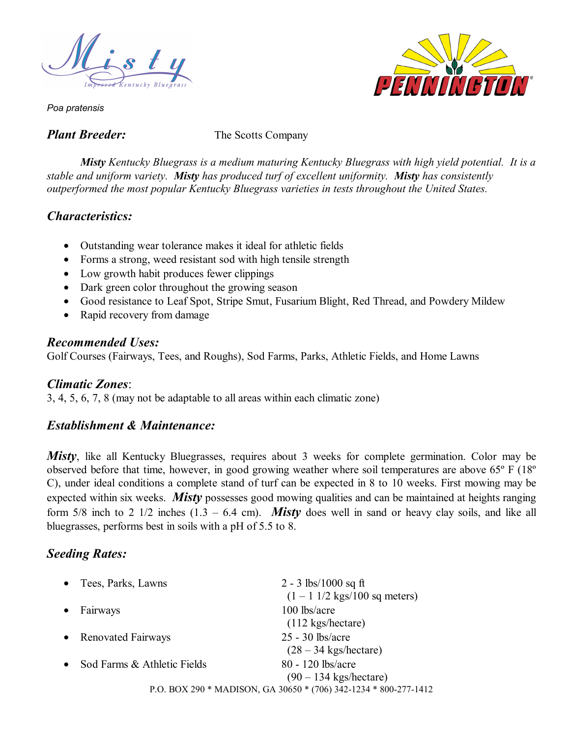# Misty

Improved Kentucky Bluegrass

PENNINGTON®

*Poa pratensis*

***Plant Breeder:*** The Scotts Company

***Misty** Kentucky Bluegrass is a medium maturing Kentucky Bluegrass with high yield potential. It is a stable and uniform variety. **Misty** has produced turf of excellent uniformity. **Misty** has consistently outperformed the most popular Kentucky Bluegrass varieties in tests throughout the United States.*

## *Characteristics:*

- Outstanding wear tolerance makes it ideal for athletic fields
- Forms a strong, weed resistant sod with high tensile strength
- Low growth habit produces fewer clippings
- Dark green color throughout the growing season
- Good resistance to Leaf Spot, Stripe Smut, Fusarium Blight, Red Thread, and Powdery Mildew
- Rapid recovery from damage

## *Recommended Uses:*

Golf Courses (Fairways, Tees, and Roughs), Sod Farms, Parks, Athletic Fields, and Home Lawns

## *Climatic Zones*:

3, 4, 5, 6, 7, 8 (may not be adaptable to all areas within each climatic zone)

## *Establishment & Maintenance:*

***Misty***, like all Kentucky Bluegrasses, requires about 3 weeks for complete germination. Color may be observed before that time, however, in good growing weather where soil temperatures are above 65º F (18º C), under ideal conditions a complete stand of turf can be expected in 8 to 10 weeks. First mowing may be expected within six weeks. ***Misty*** possesses good mowing qualities and can be maintained at heights ranging form 5/8 inch to 2 1/2 inches (1.3 – 6.4 cm). ***Misty*** does well in sand or heavy clay soils, and like all bluegrasses, performs best in soils with a pH of 5.5 to 8.

## *Seeding Rates:*

- Tees, Parks, Lawns — 2 - 3 lbs/1000 sq ft (1 – 1 1/2 kgs/100 sq meters)
- Fairways — 100 lbs/acre (112 kgs/hectare)
- Renovated Fairways — 25 - 30 lbs/acre (28 – 34 kgs/hectare)
- Sod Farms & Athletic Fields — 80 - 120 lbs/acre (90 – 134 kgs/hectare)

P.O. BOX 290 * MADISON, GA 30650 * (706) 342-1234 * 800-277-1412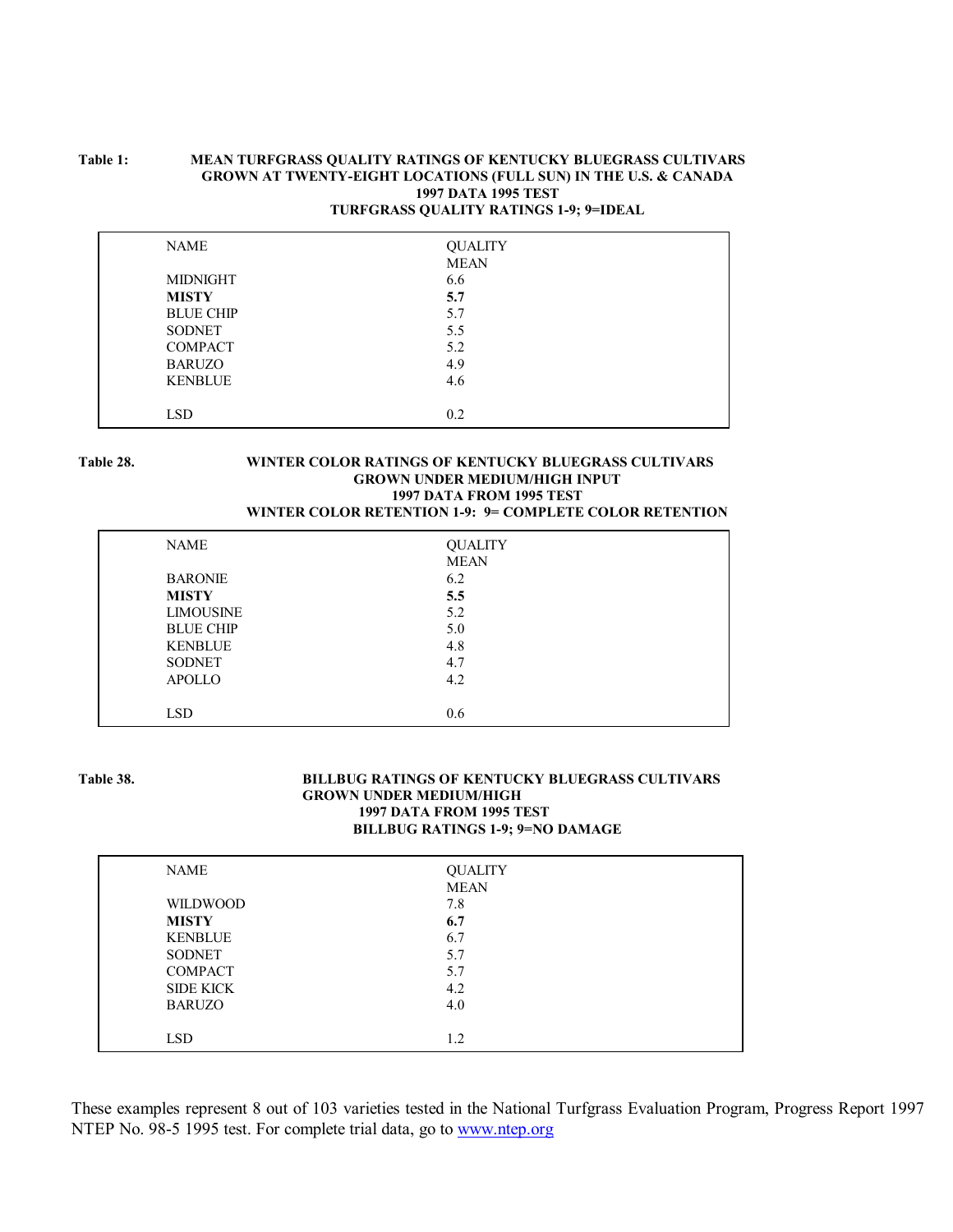**Table 1:** **MEAN TURFGRASS QUALITY RATINGS OF KENTUCKY BLUEGRASS CULTIVARS GROWN AT TWENTY-EIGHT LOCATIONS (FULL SUN) IN THE U.S. & CANADA**
**1997 DATA 1995 TEST**
**TURFGRASS QUALITY RATINGS 1-9; 9=IDEAL**

| NAME | QUALITY MEAN |
|---|---|
| MIDNIGHT | 6.6 |
| **MISTY** | **5.7** |
| BLUE CHIP | 5.7 |
| SODNET | 5.5 |
| COMPACT | 5.2 |
| BARUZO | 4.9 |
| KENBLUE | 4.6 |
| LSD | 0.2 |

**Table 28.** **WINTER COLOR RATINGS OF KENTUCKY BLUEGRASS CULTIVARS GROWN UNDER MEDIUM/HIGH INPUT**
**1997 DATA FROM 1995 TEST**
**WINTER COLOR RETENTION 1-9: 9= COMPLETE COLOR RETENTION**

| NAME | QUALITY MEAN |
|---|---|
| BARONIE | 6.2 |
| **MISTY** | **5.5** |
| LIMOUSINE | 5.2 |
| BLUE CHIP | 5.0 |
| KENBLUE | 4.8 |
| SODNET | 4.7 |
| APOLLO | 4.2 |
| LSD | 0.6 |

**Table 38.** **BILLBUG RATINGS OF KENTUCKY BLUEGRASS CULTIVARS GROWN UNDER MEDIUM/HIGH**
**1997 DATA FROM 1995 TEST**
**BILLBUG RATINGS 1-9; 9=NO DAMAGE**

| NAME | QUALITY MEAN |
|---|---|
| WILDWOOD | 7.8 |
| **MISTY** | **6.7** |
| KENBLUE | 6.7 |
| SODNET | 5.7 |
| COMPACT | 5.7 |
| SIDE KICK | 4.2 |
| BARUZO | 4.0 |
| LSD | 1.2 |

These examples represent 8 out of 103 varieties tested in the National Turfgrass Evaluation Program, Progress Report 1997 NTEP No. 98-5 1995 test. For complete trial data, go to [www.ntep.org](http://www.ntep.org)